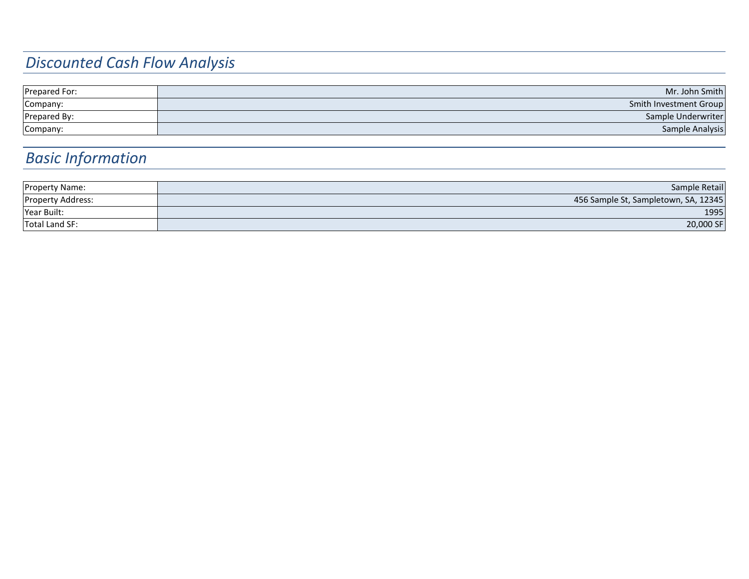# *Discounted Cash Flow Analysis*

| | |
|---|---|
| Prepared For: | Mr. John Smith |
| Company: | Smith Investment Group |
| Prepared By: | Sample Underwriter |
| Company: | Sample Analysis |

## *Basic Information*

| | |
|---|---|
| Property Name: | Sample Retail |
| Property Address: | 456 Sample St, Sampletown, SA, 12345 |
| Year Built: | 1995 |
| Total Land SF: | 20,000 SF |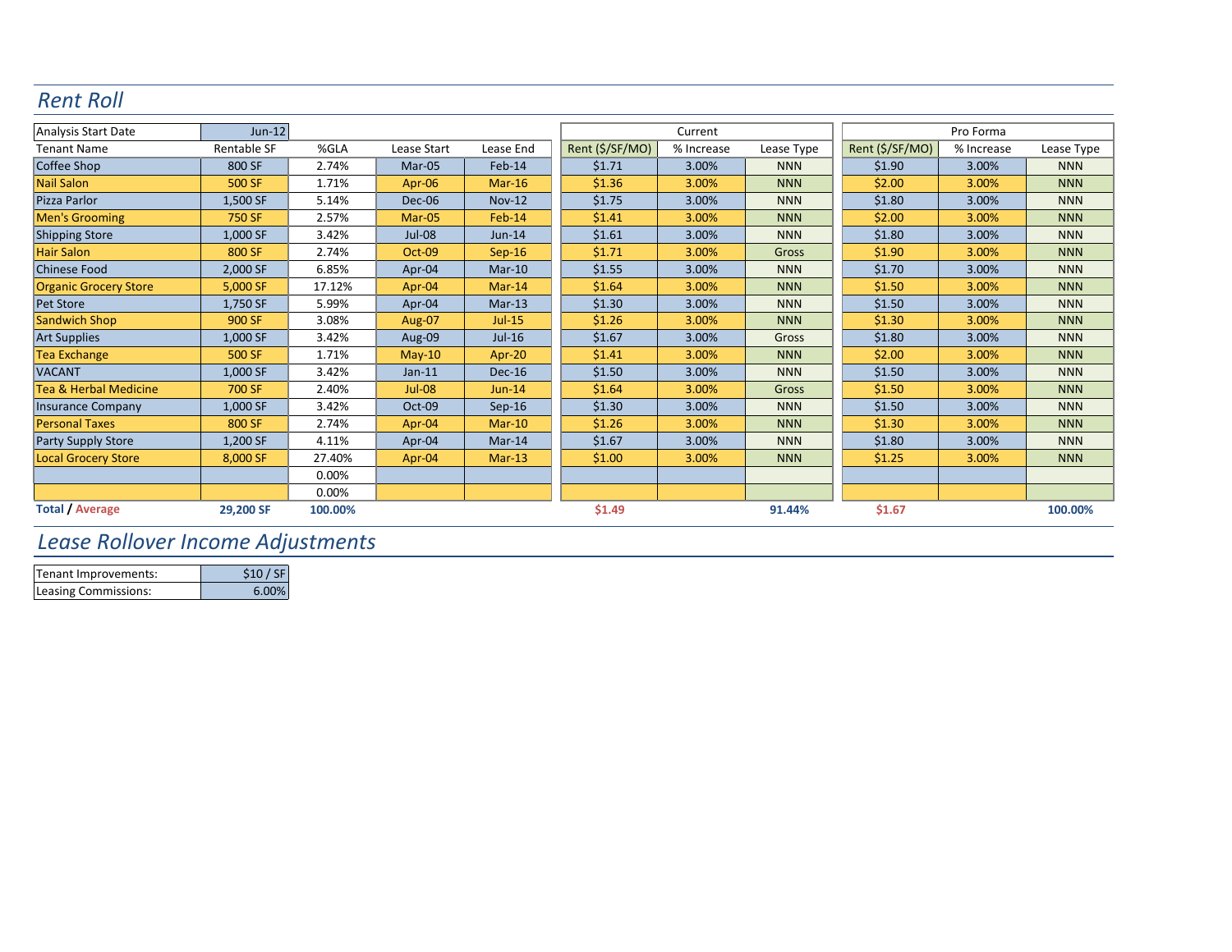## *Rent Roll*

| Analysis Start Date | Jun-12 | | | | | | | | | |
|---|---|---|---|---|---|---|---|---|---|---|
| | | | | | Current | | | Pro Forma | | |
| Tenant Name | Rentable SF | %GLA | Lease Start | Lease End | Rent ($/SF/MO) | % Increase | Lease Type | Rent ($/SF/MO) | % Increase | Lease Type |
| Coffee Shop | 800 SF | 2.74% | Mar-05 | Feb-14 | $1.71 | 3.00% | NNN | $1.90 | 3.00% | NNN |
| Nail Salon | 500 SF | 1.71% | Apr-06 | Mar-16 | $1.36 | 3.00% | NNN | $2.00 | 3.00% | NNN |
| Pizza Parlor | 1,500 SF | 5.14% | Dec-06 | Nov-12 | $1.75 | 3.00% | NNN | $1.80 | 3.00% | NNN |
| Men's Grooming | 750 SF | 2.57% | Mar-05 | Feb-14 | $1.41 | 3.00% | NNN | $2.00 | 3.00% | NNN |
| Shipping Store | 1,000 SF | 3.42% | Jul-08 | Jun-14 | $1.61 | 3.00% | NNN | $1.80 | 3.00% | NNN |
| Hair Salon | 800 SF | 2.74% | Oct-09 | Sep-16 | $1.71 | 3.00% | Gross | $1.90 | 3.00% | NNN |
| Chinese Food | 2,000 SF | 6.85% | Apr-04 | Mar-10 | $1.55 | 3.00% | NNN | $1.70 | 3.00% | NNN |
| Organic Grocery Store | 5,000 SF | 17.12% | Apr-04 | Mar-14 | $1.64 | 3.00% | NNN | $1.50 | 3.00% | NNN |
| Pet Store | 1,750 SF | 5.99% | Apr-04 | Mar-13 | $1.30 | 3.00% | NNN | $1.50 | 3.00% | NNN |
| Sandwich Shop | 900 SF | 3.08% | Aug-07 | Jul-15 | $1.26 | 3.00% | NNN | $1.30 | 3.00% | NNN |
| Art Supplies | 1,000 SF | 3.42% | Aug-09 | Jul-16 | $1.67 | 3.00% | Gross | $1.80 | 3.00% | NNN |
| Tea Exchange | 500 SF | 1.71% | May-10 | Apr-20 | $1.41 | 3.00% | NNN | $2.00 | 3.00% | NNN |
| VACANT | 1,000 SF | 3.42% | Jan-11 | Dec-16 | $1.50 | 3.00% | NNN | $1.50 | 3.00% | NNN |
| Tea & Herbal Medicine | 700 SF | 2.40% | Jul-08 | Jun-14 | $1.64 | 3.00% | Gross | $1.50 | 3.00% | NNN |
| Insurance Company | 1,000 SF | 3.42% | Oct-09 | Sep-16 | $1.30 | 3.00% | NNN | $1.50 | 3.00% | NNN |
| Personal Taxes | 800 SF | 2.74% | Apr-04 | Mar-10 | $1.26 | 3.00% | NNN | $1.30 | 3.00% | NNN |
| Party Supply Store | 1,200 SF | 4.11% | Apr-04 | Mar-14 | $1.67 | 3.00% | NNN | $1.80 | 3.00% | NNN |
| Local Grocery Store | 8,000 SF | 27.40% | Apr-04 | Mar-13 | $1.00 | 3.00% | NNN | $1.25 | 3.00% | NNN |
| | | 0.00% | | | | | | | | |
| | | 0.00% | | | | | | | | |
| **Total / Average** | **29,200 SF** | **100.00%** | | | **$1.49** | | **91.44%** | **$1.67** | | **100.00%** |

## *Lease Rollover Income Adjustments*

| | |
|---|---|
| Tenant Improvements: | $10 / SF |
| Leasing Commissions: | 6.00% |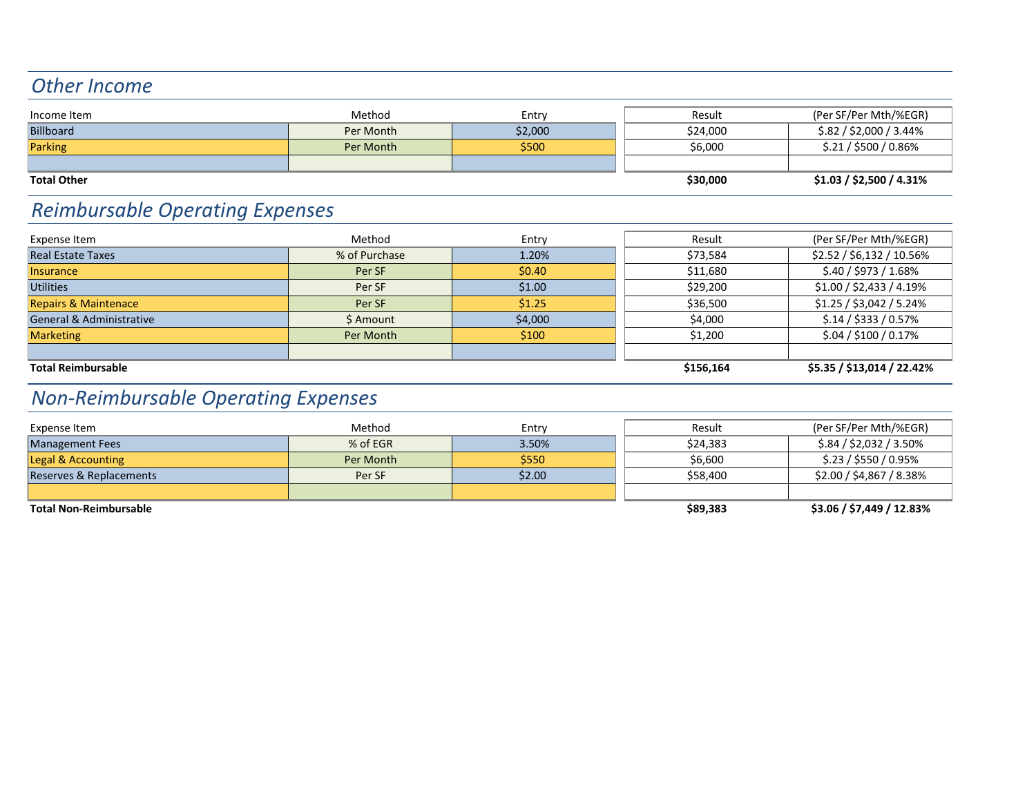## *Other Income*

| Income Item | Method | Entry | Result | (Per SF/Per Mth/%EGR) |
|---|---|---|---|---|
| Billboard | Per Month | $2,000 | $24,000 | $.82 / $2,000 / 3.44% |
| Parking | Per Month | $500 | $6,000 | $.21 / $500 / 0.86% |
| | | | | |
| **Total Other** | | | **$30,000** | **$1.03 / $2,500 / 4.31%** |

## *Reimbursable Operating Expenses*

| Expense Item | Method | Entry | Result | (Per SF/Per Mth/%EGR) |
|---|---|---|---|---|
| Real Estate Taxes | % of Purchase | 1.20% | $73,584 | $2.52 / $6,132 / 10.56% |
| Insurance | Per SF | $0.40 | $11,680 | $.40 / $973 / 1.68% |
| Utilities | Per SF | $1.00 | $29,200 | $1.00 / $2,433 / 4.19% |
| Repairs & Maintenace | Per SF | $1.25 | $36,500 | $1.25 / $3,042 / 5.24% |
| General & Administrative | $ Amount | $4,000 | $4,000 | $.14 / $333 / 0.57% |
| Marketing | Per Month | $100 | $1,200 | $.04 / $100 / 0.17% |
| | | | | |
| **Total Reimbursable** | | | **$156,164** | **$5.35 / $13,014 / 22.42%** |

## *Non-Reimbursable Operating Expenses*

| Expense Item | Method | Entry | Result | (Per SF/Per Mth/%EGR) |
|---|---|---|---|---|
| Management Fees | % of EGR | 3.50% | $24,383 | $.84 / $2,032 / 3.50% |
| Legal & Accounting | Per Month | $550 | $6,600 | $.23 / $550 / 0.95% |
| Reserves & Replacements | Per SF | $2.00 | $58,400 | $2.00 / $4,867 / 8.38% |
| | | | | |
| **Total Non-Reimbursable** | | | **$89,383** | **$3.06 / $7,449 / 12.83%** |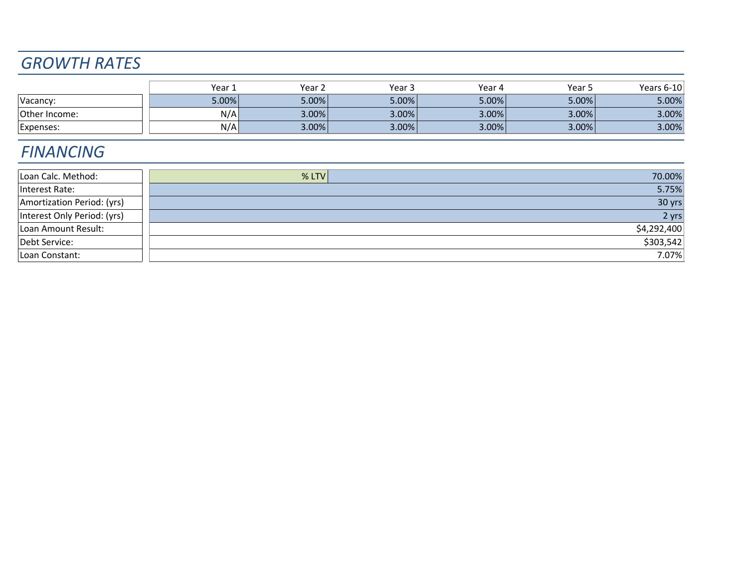## *GROWTH RATES*

| | Year 1 | Year 2 | Year 3 | Year 4 | Year 5 | Years 6-10 |
|---|---|---|---|---|---|---|
| Vacancy: | 5.00% | 5.00% | 5.00% | 5.00% | 5.00% | 5.00% |
| Other Income: | N/A | 3.00% | 3.00% | 3.00% | 3.00% | 3.00% |
| Expenses: | N/A | 3.00% | 3.00% | 3.00% | 3.00% | 3.00% |

## *FINANCING*

| | | |
|---|---|---|
| Loan Calc. Method: | % LTV | 70.00% |
| Interest Rate: | | 5.75% |
| Amortization Period: (yrs) | | 30 yrs |
| Interest Only Period: (yrs) | | 2 yrs |
| Loan Amount Result: | | $4,292,400 |
| Debt Service: | | $303,542 |
| Loan Constant: | | 7.07% |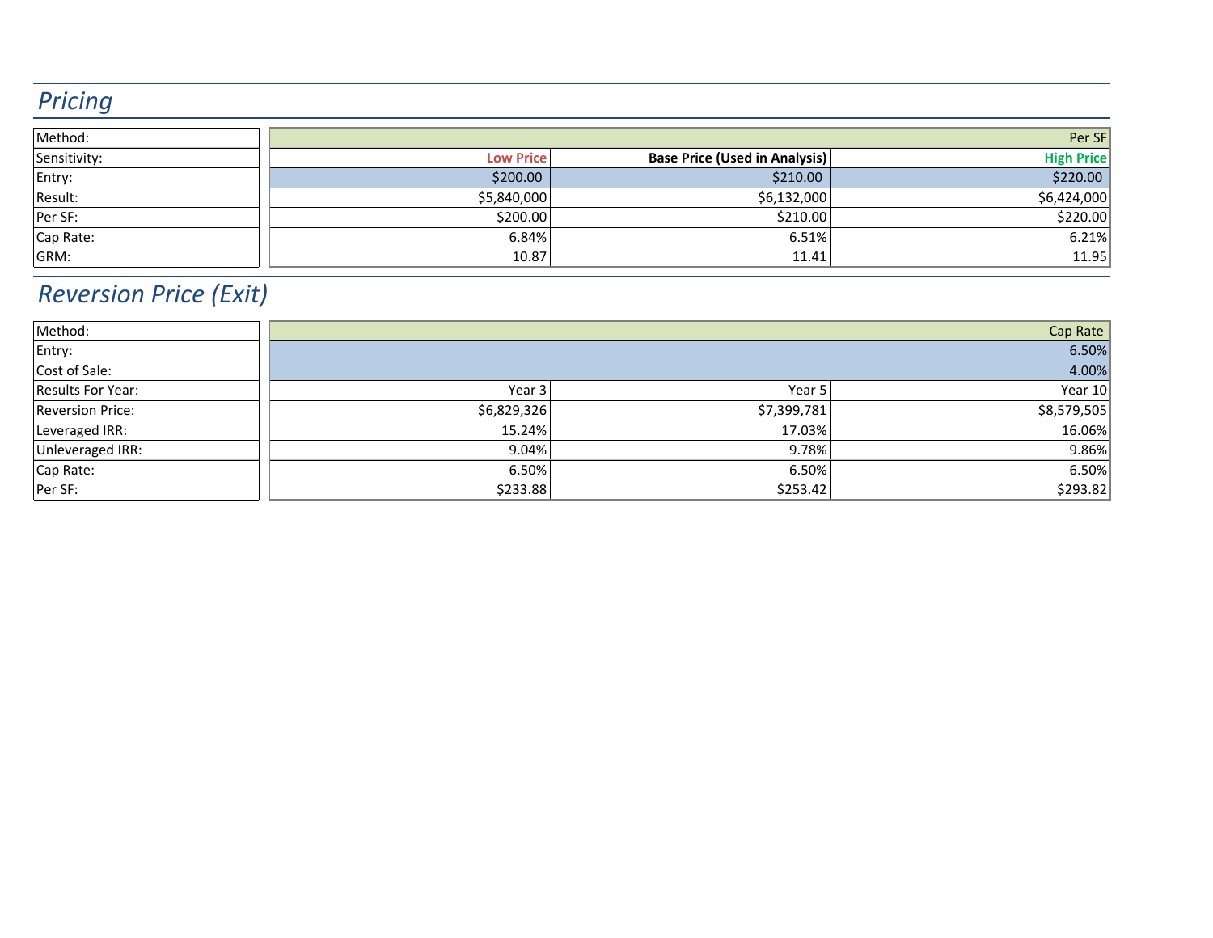## Pricing

| | | | |
|---|---|---|---|
| Method: | | | Per SF |
| Sensitivity: | Low Price | **Base Price (Used in Analysis)** | High Price |
| Entry: | $200.00 | $210.00 | $220.00 |
| Result: | $5,840,000 | $6,132,000 | $6,424,000 |
| Per SF: | $200.00 | $210.00 | $220.00 |
| Cap Rate: | 6.84% | 6.51% | 6.21% |
| GRM: | 10.87 | 11.41 | 11.95 |

## Reversion Price (Exit)

| | | | |
|---|---|---|---|
| Method: | | | Cap Rate |
| Entry: | | | 6.50% |
| Cost of Sale: | | | 4.00% |
| Results For Year: | Year 3 | Year 5 | Year 10 |
| Reversion Price: | $6,829,326 | $7,399,781 | $8,579,505 |
| Leveraged IRR: | 15.24% | 17.03% | 16.06% |
| Unleveraged IRR: | 9.04% | 9.78% | 9.86% |
| Cap Rate: | 6.50% | 6.50% | 6.50% |
| Per SF: | $233.88 | $253.42 | $293.82 |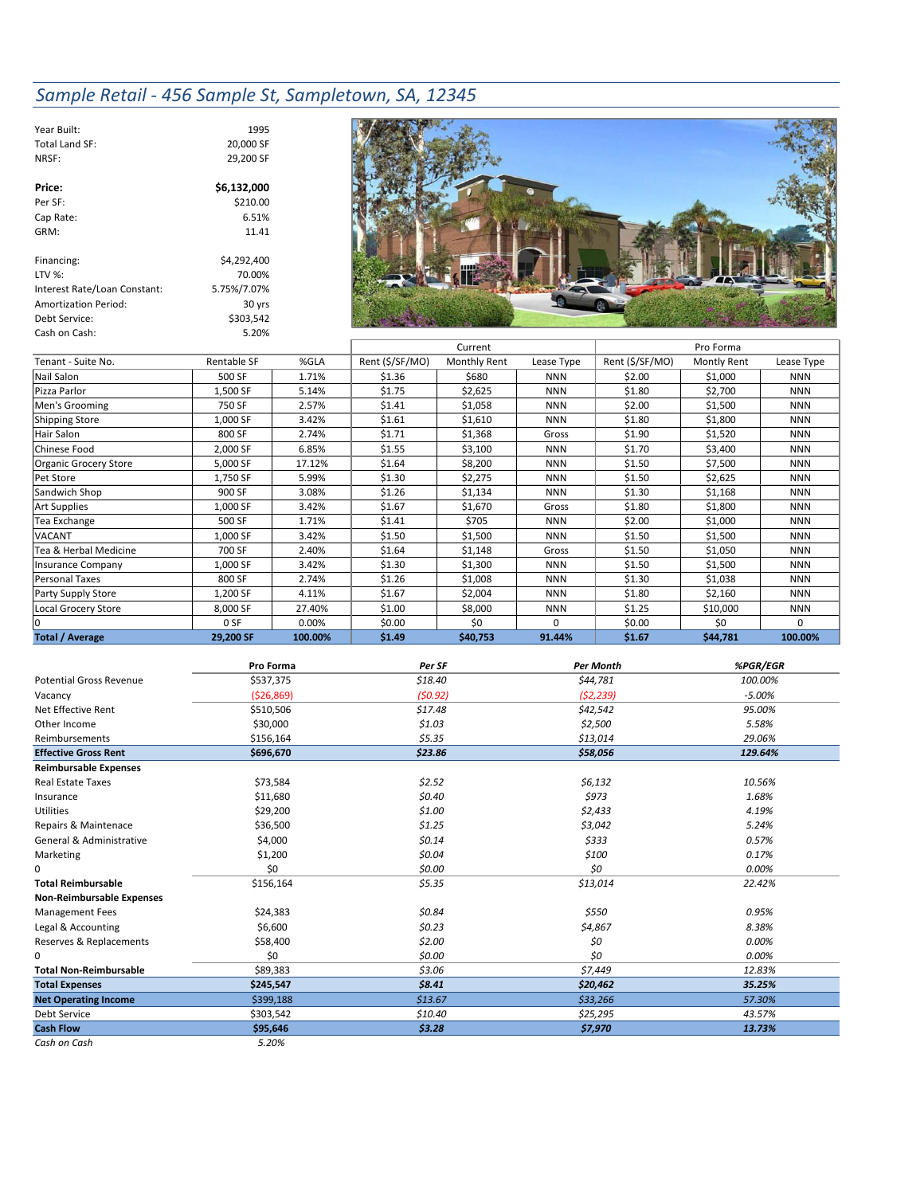# Sample Retail - 456 Sample St, Sampletown, SA, 12345

| | |
|---|---|
| Year Built: | 1995 |
| Total Land SF: | 20,000 SF |
| NRSF: | 29,200 SF |
| **Price:** | **$6,132,000** |
| Per SF: | $210.00 |
| Cap Rate: | 6.51% |
| GRM: | 11.41 |
| Financing: | $4,292,400 |
| LTV %: | 70.00% |
| Interest Rate/Loan Constant: | 5.75%/7.07% |
| Amortization Period: | 30 yrs |
| Debt Service: | $303,542 |
| Cash on Cash: | 5.20% |

| | | | Current | | | Pro Forma | | |
|---|---|---|---|---|---|---|---|---|
| Tenant - Suite No. | Rentable SF | %GLA | Rent ($/SF/MO) | Monthly Rent | Lease Type | Rent ($/SF/MO) | Montly Rent | Lease Type |
| Nail Salon | 500 SF | 1.71% | $1.36 | $680 | NNN | $2.00 | $1,000 | NNN |
| Pizza Parlor | 1,500 SF | 5.14% | $1.75 | $2,625 | NNN | $1.80 | $2,700 | NNN |
| Men's Grooming | 750 SF | 2.57% | $1.41 | $1,058 | NNN | $2.00 | $1,500 | NNN |
| Shipping Store | 1,000 SF | 3.42% | $1.61 | $1,610 | NNN | $1.80 | $1,800 | NNN |
| Hair Salon | 800 SF | 2.74% | $1.71 | $1,368 | Gross | $1.90 | $1,520 | NNN |
| Chinese Food | 2,000 SF | 6.85% | $1.55 | $3,100 | NNN | $1.70 | $3,400 | NNN |
| Organic Grocery Store | 5,000 SF | 17.12% | $1.64 | $8,200 | NNN | $1.50 | $7,500 | NNN |
| Pet Store | 1,750 SF | 5.99% | $1.30 | $2,275 | NNN | $1.50 | $2,625 | NNN |
| Sandwich Shop | 900 SF | 3.08% | $1.26 | $1,134 | NNN | $1.30 | $1,168 | NNN |
| Art Supplies | 1,000 SF | 3.42% | $1.67 | $1,670 | Gross | $1.80 | $1,800 | NNN |
| Tea Exchange | 500 SF | 1.71% | $1.41 | $705 | NNN | $2.00 | $1,000 | NNN |
| VACANT | 1,000 SF | 3.42% | $1.50 | $1,500 | NNN | $1.50 | $1,500 | NNN |
| Tea & Herbal Medicine | 700 SF | 2.40% | $1.64 | $1,148 | Gross | $1.50 | $1,050 | NNN |
| Insurance Company | 1,000 SF | 3.42% | $1.30 | $1,300 | NNN | $1.50 | $1,500 | NNN |
| Personal Taxes | 800 SF | 2.74% | $1.26 | $1,008 | NNN | $1.30 | $1,038 | NNN |
| Party Supply Store | 1,200 SF | 4.11% | $1.67 | $2,004 | NNN | $1.80 | $2,160 | NNN |
| Local Grocery Store | 8,000 SF | 27.40% | $1.00 | $8,000 | NNN | $1.25 | $10,000 | NNN |
| 0 | 0 SF | 0.00% | $0.00 | $0 | 0 | $0.00 | $0 | 0 |
| **Total / Average** | **29,200 SF** | **100.00%** | **$1.49** | **$40,753** | **91.44%** | **$1.67** | **$44,781** | **100.00%** |

| | Pro Forma | *Per SF* | *Per Month* | *%PGR/EGR* |
|---|---|---|---|---|
| Potential Gross Revenue | $537,375 | *$18.40* | *$44,781* | *100.00%* |
| Vacancy | ($26,869) | *($0.92)* | *($2,239)* | *-5.00%* |
| Net Effective Rent | $510,506 | *$17.48* | *$42,542* | *95.00%* |
| Other Income | $30,000 | *$1.03* | *$2,500* | *5.58%* |
| Reimbursements | $156,164 | *$5.35* | *$13,014* | *29.06%* |
| **Effective Gross Rent** | **$696,670** | ***$23.86*** | ***$58,056*** | ***129.64%*** |
| **Reimbursable Expenses** | | | | |
| Real Estate Taxes | $73,584 | *$2.52* | *$6,132* | *10.56%* |
| Insurance | $11,680 | *$0.40* | *$973* | *1.68%* |
| Utilities | $29,200 | *$1.00* | *$2,433* | *4.19%* |
| Repairs & Maintenace | $36,500 | *$1.25* | *$3,042* | *5.24%* |
| General & Administrative | $4,000 | *$0.14* | *$333* | *0.57%* |
| Marketing | $1,200 | *$0.04* | *$100* | *0.17%* |
| 0 | $0 | *$0.00* | *$0* | *0.00%* |
| **Total Reimbursable** | $156,164 | *$5.35* | *$13,014* | *22.42%* |
| **Non-Reimbursable Expenses** | | | | |
| Management Fees | $24,383 | *$0.84* | *$550* | *0.95%* |
| Legal & Accounting | $6,600 | *$0.23* | *$4,867* | *8.38%* |
| Reserves & Replacements | $58,400 | *$2.00* | *$0* | *0.00%* |
| 0 | $0 | *$0.00* | *$0* | *0.00%* |
| **Total Non-Reimbursable** | $89,383 | *$3.06* | *$7,449* | *12.83%* |
| **Total Expenses** | **$245,547** | ***$8.41*** | ***$20,462*** | ***35.25%*** |
| **Net Operating Income** | **$399,188** | *$13.67* | *$33,266* | *57.30%* |
| Debt Service | $303,542 | *$10.40* | *$25,295* | *43.57%* |
| **Cash Flow** | **$95,646** | ***$3.28*** | ***$7,970*** | ***13.73%*** |
| *Cash on Cash* | *5.20%* | | | |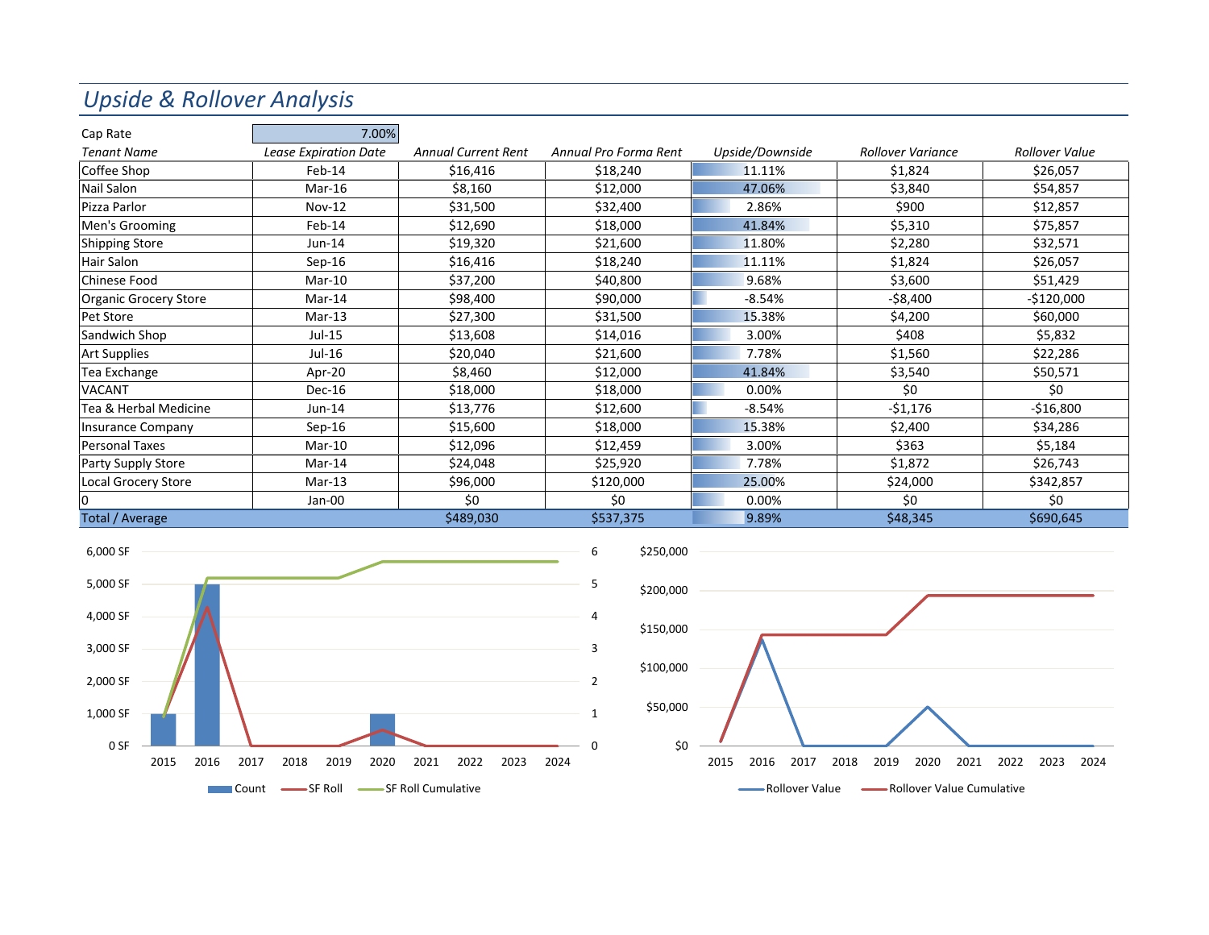# *Upside & Rollover Analysis*

| Cap Rate | 7.00% | | | | | |
|---|---|---|---|---|---|---|
| *Tenant Name* | *Lease Expiration Date* | *Annual Current Rent* | *Annual Pro Forma Rent* | *Upside/Downside* | *Rollover Variance* | *Rollover Value* |
| Coffee Shop | Feb-14 | $16,416 | $18,240 | 11.11% | $1,824 | $26,057 |
| Nail Salon | Mar-16 | $8,160 | $12,000 | 47.06% | $3,840 | $54,857 |
| Pizza Parlor | Nov-12 | $31,500 | $32,400 | 2.86% | $900 | $12,857 |
| Men's Grooming | Feb-14 | $12,690 | $18,000 | 41.84% | $5,310 | $75,857 |
| Shipping Store | Jun-14 | $19,320 | $21,600 | 11.80% | $2,280 | $32,571 |
| Hair Salon | Sep-16 | $16,416 | $18,240 | 11.11% | $1,824 | $26,057 |
| Chinese Food | Mar-10 | $37,200 | $40,800 | 9.68% | $3,600 | $51,429 |
| Organic Grocery Store | Mar-14 | $98,400 | $90,000 | -8.54% | -$8,400 | -$120,000 |
| Pet Store | Mar-13 | $27,300 | $31,500 | 15.38% | $4,200 | $60,000 |
| Sandwich Shop | Jul-15 | $13,608 | $14,016 | 3.00% | $408 | $5,832 |
| Art Supplies | Jul-16 | $20,040 | $21,600 | 7.78% | $1,560 | $22,286 |
| Tea Exchange | Apr-20 | $8,460 | $12,000 | 41.84% | $3,540 | $50,571 |
| VACANT | Dec-16 | $18,000 | $18,000 | 0.00% | $0 | $0 |
| Tea & Herbal Medicine | Jun-14 | $13,776 | $12,600 | -8.54% | -$1,176 | -$16,800 |
| Insurance Company | Sep-16 | $15,600 | $18,000 | 15.38% | $2,400 | $34,286 |
| Personal Taxes | Mar-10 | $12,096 | $12,459 | 3.00% | $363 | $5,184 |
| Party Supply Store | Mar-14 | $24,048 | $25,920 | 7.78% | $1,872 | $26,743 |
| Local Grocery Store | Mar-13 | $96,000 | $120,000 | 25.00% | $24,000 | $342,857 |
| 0 | Jan-00 | $0 | $0 | 0.00% | $0 | $0 |
| Total / Average | | $489,030 | $537,375 | 9.89% | $48,345 | $690,645 |

6,000 SF 5,000 SF 4,000 SF 3,000 SF 2,000 SF 1,000 SF 0 SF

6 5 4 3 2 1 0

2015 2016 2017 2018 2019 2020 2021 2022 2023 2024

Count SF Roll SF Roll Cumulative

$250,000 $200,000 $150,000 $100,000 $50,000 $0

2015 2016 2017 2018 2019 2020 2021 2022 2023 2024

Rollover Value Rollover Value Cumulative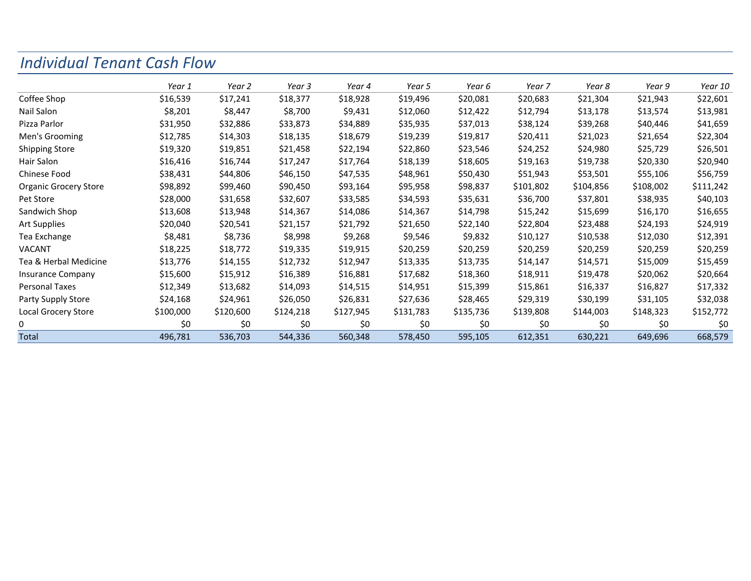## *Individual Tenant Cash Flow*

| | *Year 1* | *Year 2* | *Year 3* | *Year 4* | *Year 5* | *Year 6* | *Year 7* | *Year 8* | *Year 9* | *Year 10* |
|---|---|---|---|---|---|---|---|---|---|---|
| Coffee Shop | $16,539 | $17,241 | $18,377 | $18,928 | $19,496 | $20,081 | $20,683 | $21,304 | $21,943 | $22,601 |
| Nail Salon | $8,201 | $8,447 | $8,700 | $9,431 | $12,060 | $12,422 | $12,794 | $13,178 | $13,574 | $13,981 |
| Pizza Parlor | $31,950 | $32,886 | $33,873 | $34,889 | $35,935 | $37,013 | $38,124 | $39,268 | $40,446 | $41,659 |
| Men's Grooming | $12,785 | $14,303 | $18,135 | $18,679 | $19,239 | $19,817 | $20,411 | $21,023 | $21,654 | $22,304 |
| Shipping Store | $19,320 | $19,851 | $21,458 | $22,194 | $22,860 | $23,546 | $24,252 | $24,980 | $25,729 | $26,501 |
| Hair Salon | $16,416 | $16,744 | $17,247 | $17,764 | $18,139 | $18,605 | $19,163 | $19,738 | $20,330 | $20,940 |
| Chinese Food | $38,431 | $44,806 | $46,150 | $47,535 | $48,961 | $50,430 | $51,943 | $53,501 | $55,106 | $56,759 |
| Organic Grocery Store | $98,892 | $99,460 | $90,450 | $93,164 | $95,958 | $98,837 | $101,802 | $104,856 | $108,002 | $111,242 |
| Pet Store | $28,000 | $31,658 | $32,607 | $33,585 | $34,593 | $35,631 | $36,700 | $37,801 | $38,935 | $40,103 |
| Sandwich Shop | $13,608 | $13,948 | $14,367 | $14,086 | $14,367 | $14,798 | $15,242 | $15,699 | $16,170 | $16,655 |
| Art Supplies | $20,040 | $20,541 | $21,157 | $21,792 | $21,650 | $22,140 | $22,804 | $23,488 | $24,193 | $24,919 |
| Tea Exchange | $8,481 | $8,736 | $8,998 | $9,268 | $9,546 | $9,832 | $10,127 | $10,538 | $12,030 | $12,391 |
| VACANT | $18,225 | $18,772 | $19,335 | $19,915 | $20,259 | $20,259 | $20,259 | $20,259 | $20,259 | $20,259 |
| Tea & Herbal Medicine | $13,776 | $14,155 | $12,732 | $12,947 | $13,335 | $13,735 | $14,147 | $14,571 | $15,009 | $15,459 |
| Insurance Company | $15,600 | $15,912 | $16,389 | $16,881 | $17,682 | $18,360 | $18,911 | $19,478 | $20,062 | $20,664 |
| Personal Taxes | $12,349 | $13,682 | $14,093 | $14,515 | $14,951 | $15,399 | $15,861 | $16,337 | $16,827 | $17,332 |
| Party Supply Store | $24,168 | $24,961 | $26,050 | $26,831 | $27,636 | $28,465 | $29,319 | $30,199 | $31,105 | $32,038 |
| Local Grocery Store | $100,000 | $120,600 | $124,218 | $127,945 | $131,783 | $135,736 | $139,808 | $144,003 | $148,323 | $152,772 |
| 0 | $0 | $0 | $0 | $0 | $0 | $0 | $0 | $0 | $0 | $0 |
| Total | 496,781 | 536,703 | 544,336 | 560,348 | 578,450 | 595,105 | 612,351 | 630,221 | 649,696 | 668,579 |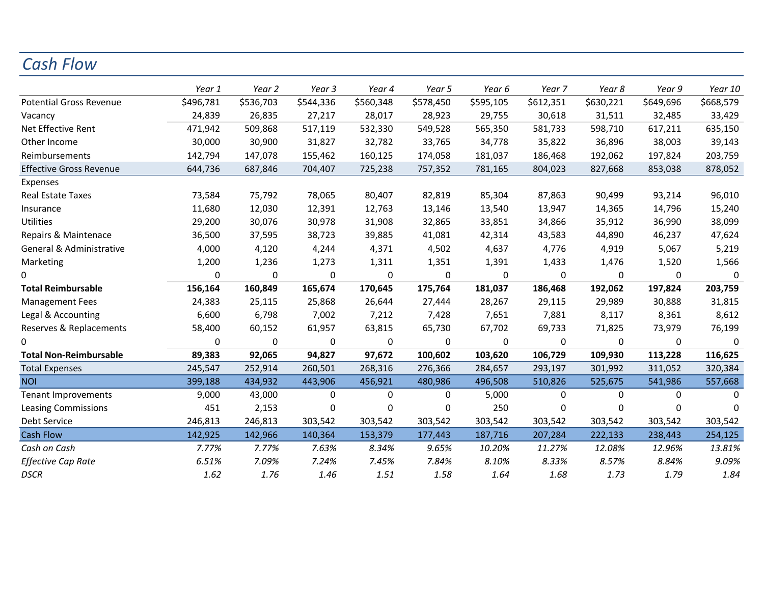# *Cash Flow*

| | *Year 1* | *Year 2* | *Year 3* | *Year 4* | *Year 5* | *Year 6* | *Year 7* | *Year 8* | *Year 9* | *Year 10* |
|---|---|---|---|---|---|---|---|---|---|---|
| Potential Gross Revenue | $496,781 | $536,703 | $544,336 | $560,348 | $578,450 | $595,105 | $612,351 | $630,221 | $649,696 | $668,579 |
| Vacancy | 24,839 | 26,835 | 27,217 | 28,017 | 28,923 | 29,755 | 30,618 | 31,511 | 32,485 | 33,429 |
| Net Effective Rent | 471,942 | 509,868 | 517,119 | 532,330 | 549,528 | 565,350 | 581,733 | 598,710 | 617,211 | 635,150 |
| Other Income | 30,000 | 30,900 | 31,827 | 32,782 | 33,765 | 34,778 | 35,822 | 36,896 | 38,003 | 39,143 |
| Reimbursements | 142,794 | 147,078 | 155,462 | 160,125 | 174,058 | 181,037 | 186,468 | 192,062 | 197,824 | 203,759 |
| Effective Gross Revenue | 644,736 | 687,846 | 704,407 | 725,238 | 757,352 | 781,165 | 804,023 | 827,668 | 853,038 | 878,052 |
| Expenses | | | | | | | | | | |
| Real Estate Taxes | 73,584 | 75,792 | 78,065 | 80,407 | 82,819 | 85,304 | 87,863 | 90,499 | 93,214 | 96,010 |
| Insurance | 11,680 | 12,030 | 12,391 | 12,763 | 13,146 | 13,540 | 13,947 | 14,365 | 14,796 | 15,240 |
| Utilities | 29,200 | 30,076 | 30,978 | 31,908 | 32,865 | 33,851 | 34,866 | 35,912 | 36,990 | 38,099 |
| Repairs & Maintenace | 36,500 | 37,595 | 38,723 | 39,885 | 41,081 | 42,314 | 43,583 | 44,890 | 46,237 | 47,624 |
| General & Administrative | 4,000 | 4,120 | 4,244 | 4,371 | 4,502 | 4,637 | 4,776 | 4,919 | 5,067 | 5,219 |
| Marketing | 1,200 | 1,236 | 1,273 | 1,311 | 1,351 | 1,391 | 1,433 | 1,476 | 1,520 | 1,566 |
| 0 | 0 | 0 | 0 | 0 | 0 | 0 | 0 | 0 | 0 | 0 |
| **Total Reimbursable** | **156,164** | **160,849** | **165,674** | **170,645** | **175,764** | **181,037** | **186,468** | **192,062** | **197,824** | **203,759** |
| Management Fees | 24,383 | 25,115 | 25,868 | 26,644 | 27,444 | 28,267 | 29,115 | 29,989 | 30,888 | 31,815 |
| Legal & Accounting | 6,600 | 6,798 | 7,002 | 7,212 | 7,428 | 7,651 | 7,881 | 8,117 | 8,361 | 8,612 |
| Reserves & Replacements | 58,400 | 60,152 | 61,957 | 63,815 | 65,730 | 67,702 | 69,733 | 71,825 | 73,979 | 76,199 |
| 0 | 0 | 0 | 0 | 0 | 0 | 0 | 0 | 0 | 0 | 0 |
| **Total Non-Reimbursable** | **89,383** | **92,065** | **94,827** | **97,672** | **100,602** | **103,620** | **106,729** | **109,930** | **113,228** | **116,625** |
| Total Expenses | 245,547 | 252,914 | 260,501 | 268,316 | 276,366 | 284,657 | 293,197 | 301,992 | 311,052 | 320,384 |
| NOI | 399,188 | 434,932 | 443,906 | 456,921 | 480,986 | 496,508 | 510,826 | 525,675 | 541,986 | 557,668 |
| Tenant Improvements | 9,000 | 43,000 | 0 | 0 | 0 | 5,000 | 0 | 0 | 0 | 0 |
| Leasing Commissions | 451 | 2,153 | 0 | 0 | 0 | 250 | 0 | 0 | 0 | 0 |
| Debt Service | 246,813 | 246,813 | 303,542 | 303,542 | 303,542 | 303,542 | 303,542 | 303,542 | 303,542 | 303,542 |
| Cash Flow | 142,925 | 142,966 | 140,364 | 153,379 | 177,443 | 187,716 | 207,284 | 222,133 | 238,443 | 254,125 |
| *Cash on Cash* | *7.77%* | *7.77%* | *7.63%* | *8.34%* | *9.65%* | *10.20%* | *11.27%* | *12.08%* | *12.96%* | *13.81%* |
| *Effective Cap Rate* | *6.51%* | *7.09%* | *7.24%* | *7.45%* | *7.84%* | *8.10%* | *8.33%* | *8.57%* | *8.84%* | *9.09%* |
| *DSCR* | *1.62* | *1.76* | *1.46* | *1.51* | *1.58* | *1.64* | *1.68* | *1.73* | *1.79* | *1.84* |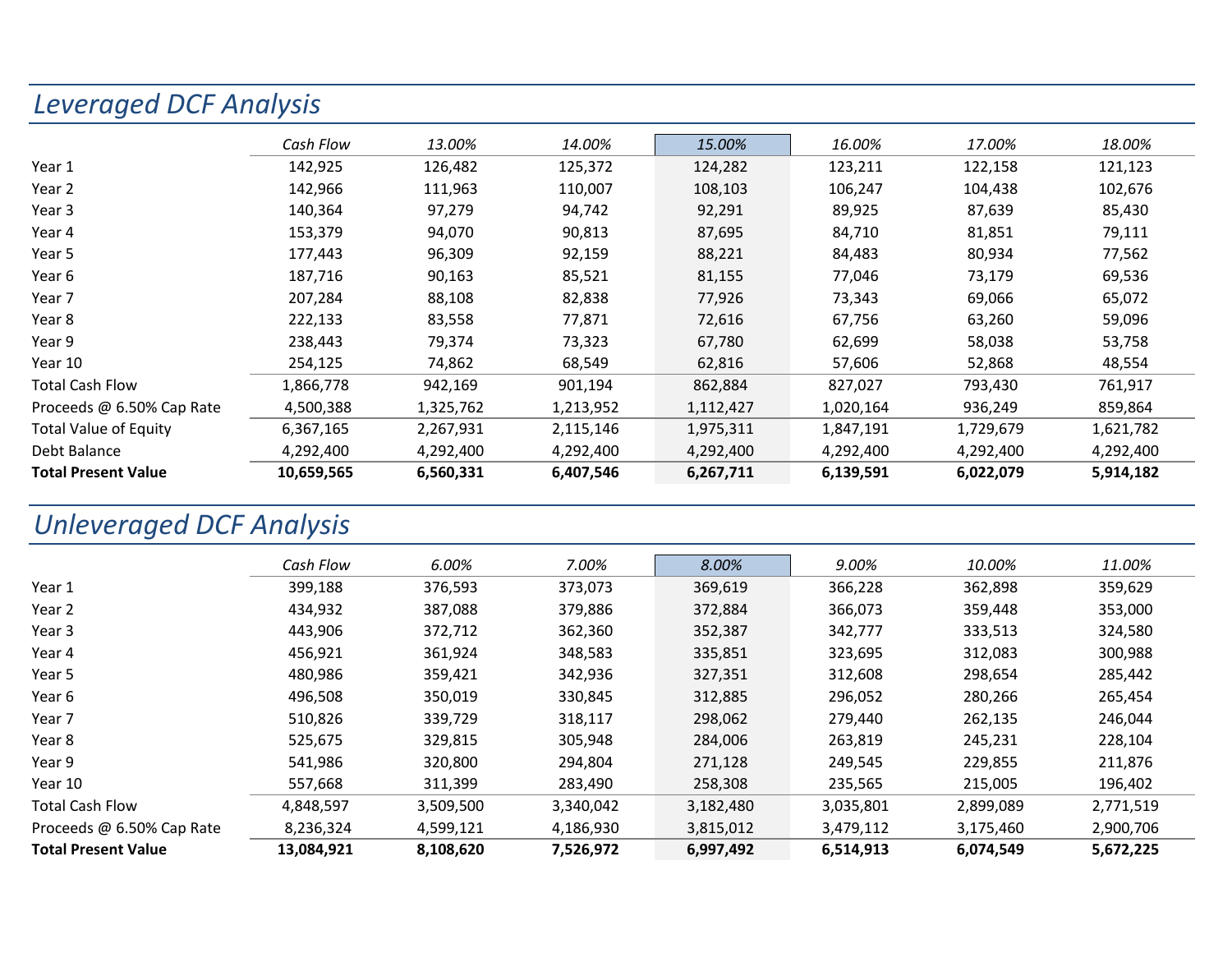## *Leveraged DCF Analysis*

| | *Cash Flow* | *13.00%* | *14.00%* | *15.00%* | *16.00%* | *17.00%* | *18.00%* |
|---|---|---|---|---|---|---|---|
| Year 1 | 142,925 | 126,482 | 125,372 | 124,282 | 123,211 | 122,158 | 121,123 |
| Year 2 | 142,966 | 111,963 | 110,007 | 108,103 | 106,247 | 104,438 | 102,676 |
| Year 3 | 140,364 | 97,279 | 94,742 | 92,291 | 89,925 | 87,639 | 85,430 |
| Year 4 | 153,379 | 94,070 | 90,813 | 87,695 | 84,710 | 81,851 | 79,111 |
| Year 5 | 177,443 | 96,309 | 92,159 | 88,221 | 84,483 | 80,934 | 77,562 |
| Year 6 | 187,716 | 90,163 | 85,521 | 81,155 | 77,046 | 73,179 | 69,536 |
| Year 7 | 207,284 | 88,108 | 82,838 | 77,926 | 73,343 | 69,066 | 65,072 |
| Year 8 | 222,133 | 83,558 | 77,871 | 72,616 | 67,756 | 63,260 | 59,096 |
| Year 9 | 238,443 | 79,374 | 73,323 | 67,780 | 62,699 | 58,038 | 53,758 |
| Year 10 | 254,125 | 74,862 | 68,549 | 62,816 | 57,606 | 52,868 | 48,554 |
| Total Cash Flow | 1,866,778 | 942,169 | 901,194 | 862,884 | 827,027 | 793,430 | 761,917 |
| Proceeds @ 6.50% Cap Rate | 4,500,388 | 1,325,762 | 1,213,952 | 1,112,427 | 1,020,164 | 936,249 | 859,864 |
| Total Value of Equity | 6,367,165 | 2,267,931 | 2,115,146 | 1,975,311 | 1,847,191 | 1,729,679 | 1,621,782 |
| Debt Balance | 4,292,400 | 4,292,400 | 4,292,400 | 4,292,400 | 4,292,400 | 4,292,400 | 4,292,400 |
| **Total Present Value** | **10,659,565** | **6,560,331** | **6,407,546** | **6,267,711** | **6,139,591** | **6,022,079** | **5,914,182** |

## *Unleveraged DCF Analysis*

| | *Cash Flow* | *6.00%* | *7.00%* | *8.00%* | *9.00%* | *10.00%* | *11.00%* |
|---|---|---|---|---|---|---|---|
| Year 1 | 399,188 | 376,593 | 373,073 | 369,619 | 366,228 | 362,898 | 359,629 |
| Year 2 | 434,932 | 387,088 | 379,886 | 372,884 | 366,073 | 359,448 | 353,000 |
| Year 3 | 443,906 | 372,712 | 362,360 | 352,387 | 342,777 | 333,513 | 324,580 |
| Year 4 | 456,921 | 361,924 | 348,583 | 335,851 | 323,695 | 312,083 | 300,988 |
| Year 5 | 480,986 | 359,421 | 342,936 | 327,351 | 312,608 | 298,654 | 285,442 |
| Year 6 | 496,508 | 350,019 | 330,845 | 312,885 | 296,052 | 280,266 | 265,454 |
| Year 7 | 510,826 | 339,729 | 318,117 | 298,062 | 279,440 | 262,135 | 246,044 |
| Year 8 | 525,675 | 329,815 | 305,948 | 284,006 | 263,819 | 245,231 | 228,104 |
| Year 9 | 541,986 | 320,800 | 294,804 | 271,128 | 249,545 | 229,855 | 211,876 |
| Year 10 | 557,668 | 311,399 | 283,490 | 258,308 | 235,565 | 215,005 | 196,402 |
| Total Cash Flow | 4,848,597 | 3,509,500 | 3,340,042 | 3,182,480 | 3,035,801 | 2,899,089 | 2,771,519 |
| Proceeds @ 6.50% Cap Rate | 8,236,324 | 4,599,121 | 4,186,930 | 3,815,012 | 3,479,112 | 3,175,460 | 2,900,706 |
| **Total Present Value** | **13,084,921** | **8,108,620** | **7,526,972** | **6,997,492** | **6,514,913** | **6,074,549** | **5,672,225** |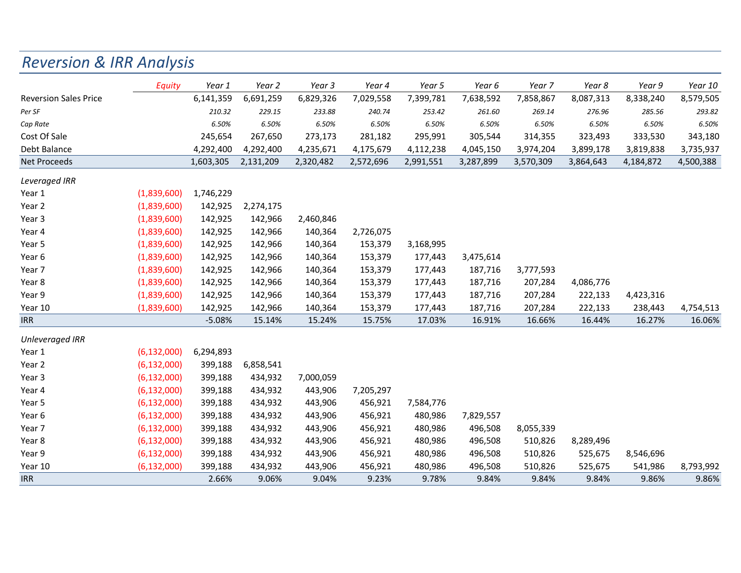# *Reversion & IRR Analysis*

| | Equity | Year 1 | Year 2 | Year 3 | Year 4 | Year 5 | Year 6 | Year 7 | Year 8 | Year 9 | Year 10 |
|---|---|---|---|---|---|---|---|---|---|---|---|
| Reversion Sales Price | | 6,141,359 | 6,691,259 | 6,829,326 | 7,029,558 | 7,399,781 | 7,638,592 | 7,858,867 | 8,087,313 | 8,338,240 | 8,579,505 |
| *Per SF* | | *210.32* | *229.15* | *233.88* | *240.74* | *253.42* | *261.60* | *269.14* | *276.96* | *285.56* | *293.82* |
| *Cap Rate* | | *6.50%* | *6.50%* | *6.50%* | *6.50%* | *6.50%* | *6.50%* | *6.50%* | *6.50%* | *6.50%* | *6.50%* |
| Cost Of Sale | | 245,654 | 267,650 | 273,173 | 281,182 | 295,991 | 305,544 | 314,355 | 323,493 | 333,530 | 343,180 |
| Debt Balance | | 4,292,400 | 4,292,400 | 4,235,671 | 4,175,679 | 4,112,238 | 4,045,150 | 3,974,204 | 3,899,178 | 3,819,838 | 3,735,937 |
| Net Proceeds | | 1,603,305 | 2,131,209 | 2,320,482 | 2,572,696 | 2,991,551 | 3,287,899 | 3,570,309 | 3,864,643 | 4,184,872 | 4,500,388 |
| *Leveraged IRR* | | | | | | | | | | | |
| Year 1 | (1,839,600) | 1,746,229 | | | | | | | | | |
| Year 2 | (1,839,600) | 142,925 | 2,274,175 | | | | | | | | |
| Year 3 | (1,839,600) | 142,925 | 142,966 | 2,460,846 | | | | | | | |
| Year 4 | (1,839,600) | 142,925 | 142,966 | 140,364 | 2,726,075 | | | | | | |
| Year 5 | (1,839,600) | 142,925 | 142,966 | 140,364 | 153,379 | 3,168,995 | | | | | |
| Year 6 | (1,839,600) | 142,925 | 142,966 | 140,364 | 153,379 | 177,443 | 3,475,614 | | | | |
| Year 7 | (1,839,600) | 142,925 | 142,966 | 140,364 | 153,379 | 177,443 | 187,716 | 3,777,593 | | | |
| Year 8 | (1,839,600) | 142,925 | 142,966 | 140,364 | 153,379 | 177,443 | 187,716 | 207,284 | 4,086,776 | | |
| Year 9 | (1,839,600) | 142,925 | 142,966 | 140,364 | 153,379 | 177,443 | 187,716 | 207,284 | 222,133 | 4,423,316 | |
| Year 10 | (1,839,600) | 142,925 | 142,966 | 140,364 | 153,379 | 177,443 | 187,716 | 207,284 | 222,133 | 238,443 | 4,754,513 |
| IRR | | -5.08% | 15.14% | 15.24% | 15.75% | 17.03% | 16.91% | 16.66% | 16.44% | 16.27% | 16.06% |
| *Unleveraged IRR* | | | | | | | | | | | |
| Year 1 | (6,132,000) | 6,294,893 | | | | | | | | | |
| Year 2 | (6,132,000) | 399,188 | 6,858,541 | | | | | | | | |
| Year 3 | (6,132,000) | 399,188 | 434,932 | 7,000,059 | | | | | | | |
| Year 4 | (6,132,000) | 399,188 | 434,932 | 443,906 | 7,205,297 | | | | | | |
| Year 5 | (6,132,000) | 399,188 | 434,932 | 443,906 | 456,921 | 7,584,776 | | | | | |
| Year 6 | (6,132,000) | 399,188 | 434,932 | 443,906 | 456,921 | 480,986 | 7,829,557 | | | | |
| Year 7 | (6,132,000) | 399,188 | 434,932 | 443,906 | 456,921 | 480,986 | 496,508 | 8,055,339 | | | |
| Year 8 | (6,132,000) | 399,188 | 434,932 | 443,906 | 456,921 | 480,986 | 496,508 | 510,826 | 8,289,496 | | |
| Year 9 | (6,132,000) | 399,188 | 434,932 | 443,906 | 456,921 | 480,986 | 496,508 | 510,826 | 525,675 | 8,546,696 | |
| Year 10 | (6,132,000) | 399,188 | 434,932 | 443,906 | 456,921 | 480,986 | 496,508 | 510,826 | 525,675 | 541,986 | 8,793,992 |
| IRR | | 2.66% | 9.06% | 9.04% | 9.23% | 9.78% | 9.84% | 9.84% | 9.84% | 9.86% | 9.86% |